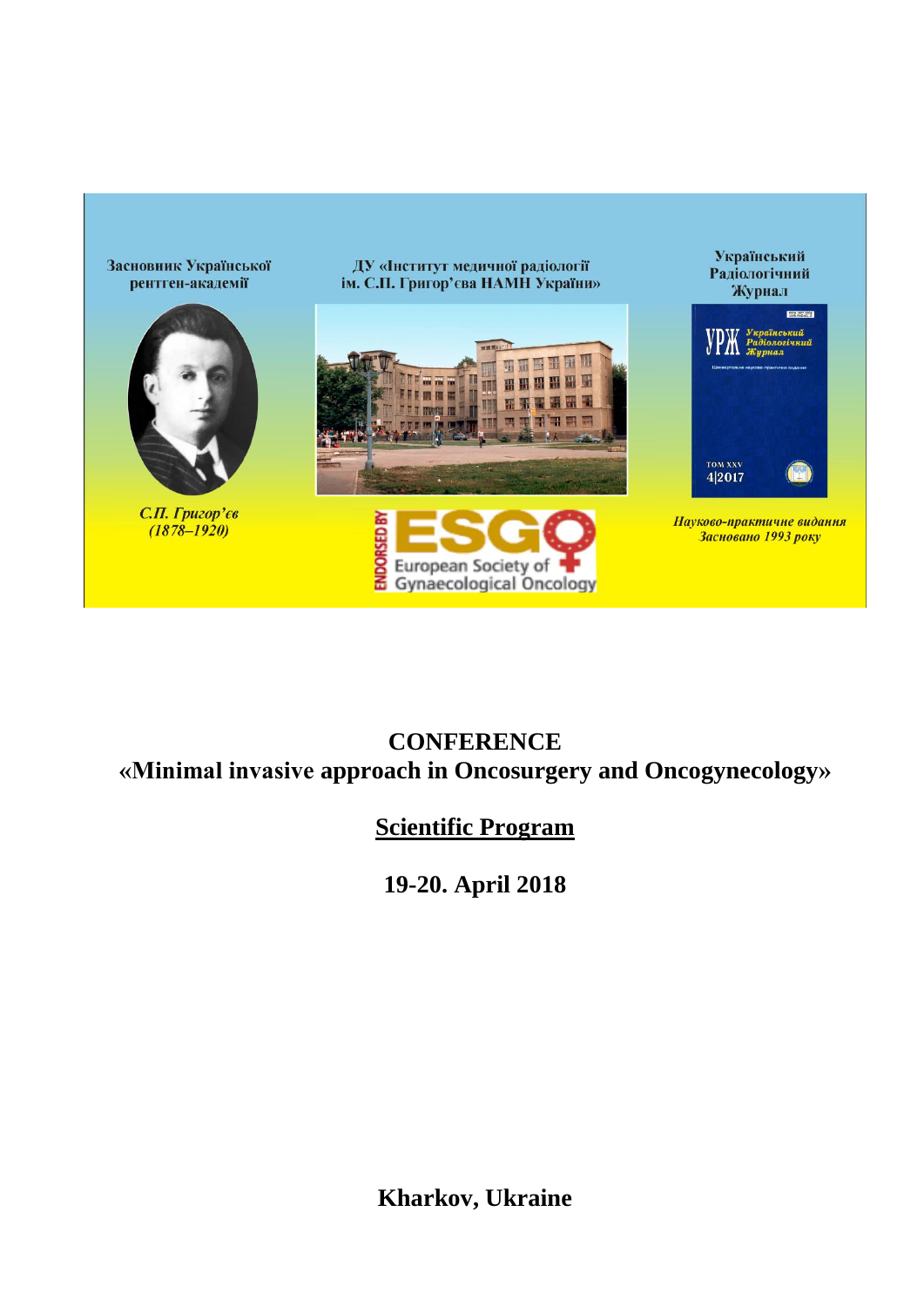Засновник Української рентген-академії

С.П. Григор'єв (1878–1920)

ДУ «Інститут медичної радіології ім. С.П. Григор'єва НАМН України»

ENDORSED BY ESGO European Society of Gynaecological Oncology

Український Радіологічний Журнал

Науково-практичне видання Засновано 1993 року

# CONFERENCE
# «Minimal invasive approach in Oncosurgery and Oncogynecology»

## Scientific Program

## 19-20. April 2018

**Kharkov, Ukraine**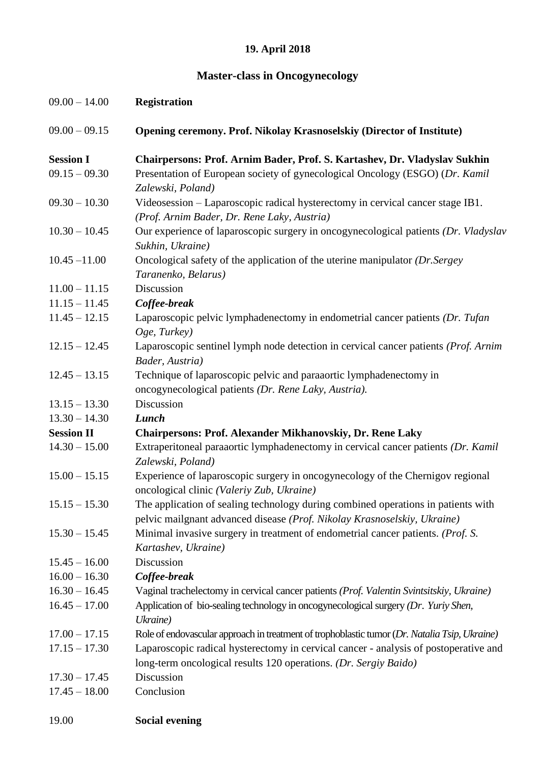**19. April 2018**

## Master-class in Oncogynecology

| | |
|---|---|
| 09.00 – 14.00 | **Registration** |
| 09.00 – 09.15 | **Opening ceremony. Prof. Nikolay Krasnoselskiy (Director of Institute)** |
| **Session I** | **Chairpersons: Prof. Arnim Bader, Prof. S. Kartashev, Dr. Vladyslav Sukhin** |
| 09.15 – 09.30 | Presentation of European society of gynecological Oncology (ESGO) (*Dr. Kamil Zalewski, Poland)* |
| 09.30 – 10.30 | Videosession – Laparoscopic radical hysterectomy in cervical cancer stage IB1. *(Prof. Arnim Bader, Dr. Rene Laky, Austria)* |
| 10.30 – 10.45 | Our experience of laparoscopic surgery in oncogynecological patients *(Dr. Vladyslav Sukhin, Ukraine)* |
| 10.45 –11.00 | Oncological safety of the application of the uterine manipulator *(Dr.Sergey Taranenko, Belarus)* |
| 11.00 – 11.15 | Discussion |
| 11.15 – 11.45 | ***Coffee-break*** |
| 11.45 – 12.15 | Laparoscopic pelvic lymphadenectomy in endometrial cancer patients *(Dr. Tufan Oge, Turkey)* |
| 12.15 – 12.45 | Laparoscopic sentinel lymph node detection in cervical cancer patients *(Prof. Arnim Bader, Austria)* |
| 12.45 – 13.15 | Technique of laparoscopic pelvic and paraaortic lymphadenectomy in oncogynecological patients *(Dr. Rene Laky, Austria).* |
| 13.15 – 13.30 | Discussion |
| 13.30 – 14.30 | ***Lunch*** |
| **Session II** | **Chairpersons: Prof. Alexander Mikhanovskiy, Dr. Rene Laky** |
| 14.30 – 15.00 | Extraperitoneal paraaortic lymphadenectomy in cervical cancer patients *(Dr. Kamil Zalewski, Poland)* |
| 15.00 – 15.15 | Experience of laparoscopic surgery in oncogynecology of the Chernigov regional oncological clinic *(Valeriy Zub, Ukraine)* |
| 15.15 – 15.30 | The application of sealing technology during combined operations in patients with pelvic mailgnant advanced disease *(Prof. Nikolay Krasnoselskiy, Ukraine)* |
| 15.30 – 15.45 | Minimal invasive surgery in treatment of endometrial cancer patients. *(Prof. S. Kartashev, Ukraine)* |
| 15.45 – 16.00 | Discussion |
| 16.00 – 16.30 | ***Coffee-break*** |
| 16.30 – 16.45 | Vaginal trachelectomy in cervical cancer patients *(Prof. Valentin Svintsitskiy, Ukraine)* |
| 16.45 – 17.00 | Application of bio-sealing technology in oncogynecological surgery *(Dr. Yuriy Shen, Ukraine)* |
| 17.00 – 17.15 | Role of endovascular approach in treatment of trophoblastic tumor (*Dr. Natalia Tsip, Ukraine)* |
| 17.15 – 17.30 | Laparoscopic radical hysterectomy in cervical cancer - analysis of postoperative and long-term oncological results 120 operations. *(Dr. Sergiy Baido)* |
| 17.30 – 17.45 | Discussion |
| 17.45 – 18.00 | Conclusion |
| 19.00 | **Social evening** |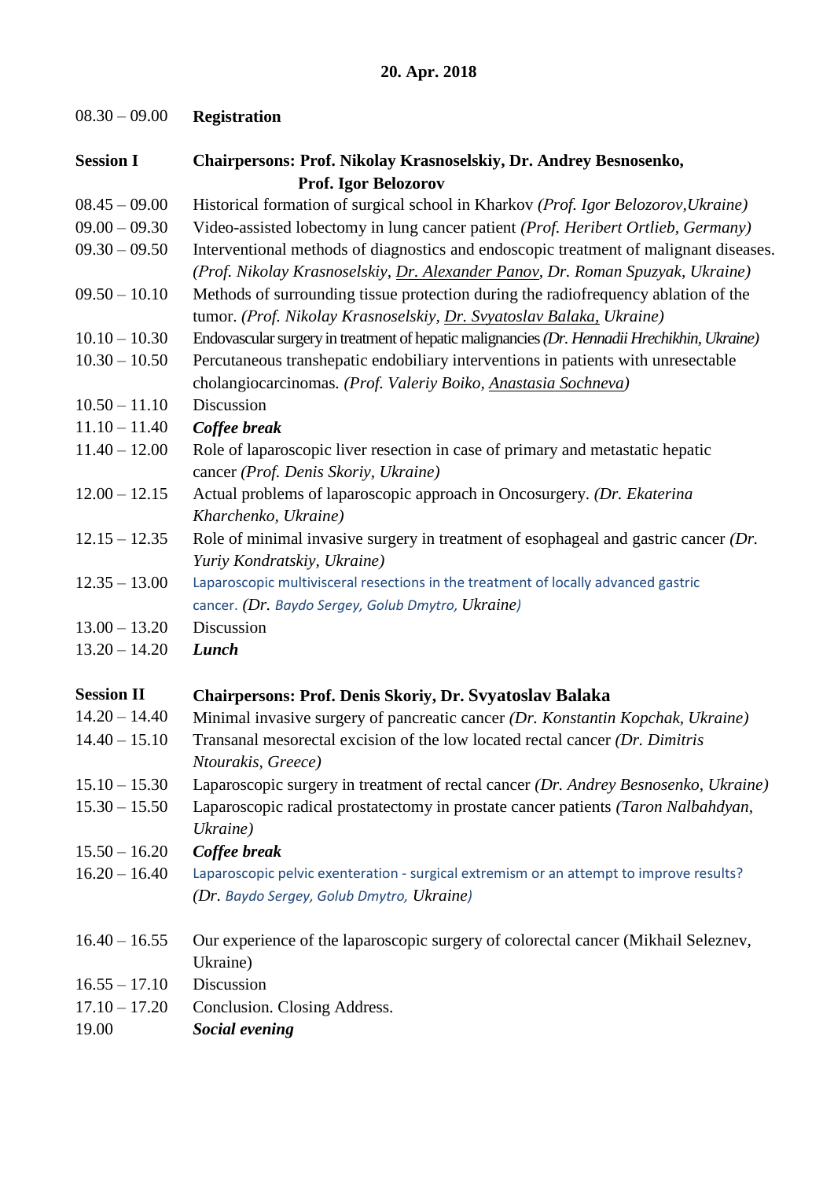**20. Apr. 2018**

| | |
|---|---|
| 08.30 – 09.00 | **Registration** |
| **Session I** | **Chairpersons: Prof. Nikolay Krasnoselskiy, Dr. Andrey Besnosenko, Prof. Igor Belozorov** |
| 08.45 – 09.00 | Historical formation of surgical school in Kharkov *(Prof. Igor Belozorov,Ukraine)* |
| 09.00 – 09.30 | Video-assisted lobectomy in lung cancer patient *(Prof. Heribert Ortlieb, Germany)* |
| 09.30 – 09.50 | Interventional methods of diagnostics and endoscopic treatment of malignant diseases. *(Prof. Nikolay Krasnoselskiy, <u>Dr. Alexander Panov</u>, Dr. Roman Spuzyak, Ukraine)* |
| 09.50 – 10.10 | Methods of surrounding tissue protection during the radiofrequency ablation of the tumor. *(Prof. Nikolay Krasnoselskiy, <u>Dr. Svyatoslav Balaka,</u> Ukraine)* |
| 10.10 – 10.30 | Endovascular surgery in treatment of hepatic malignancies *(Dr. Hennadii Hrechikhin, Ukraine)* |
| 10.30 – 10.50 | Percutaneous transhepatic endobiliary interventions in patients with unresectable cholangiocarcinomas. *(Prof. Valeriy Boiko, <u>Anastasia Sochneva</u>)* |
| 10.50 – 11.10 | Discussion |
| 11.10 – 11.40 | ***Coffee break*** |
| 11.40 – 12.00 | Role of laparoscopic liver resection in case of primary and metastatic hepatic cancer *(Prof. Denis Skoriy, Ukraine)* |
| 12.00 – 12.15 | Actual problems of laparoscopic approach in Oncosurgery. *(Dr. Ekaterina Kharchenko, Ukraine)* |
| 12.15 – 12.35 | Role of minimal invasive surgery in treatment of esophageal and gastric cancer *(Dr. Yuriy Kondratskiy, Ukraine)* |
| 12.35 – 13.00 | Laparoscopic multivisceral resections in the treatment of locally advanced gastric cancer. *(Dr. Baydo Sergey, Golub Dmytro, Ukraine)* |
| 13.00 – 13.20 | Discussion |
| 13.20 – 14.20 | ***Lunch*** |
| **Session II** | **Chairpersons: Prof. Denis Skoriy, Dr. Svyatoslav Balaka** |
| 14.20 – 14.40 | Minimal invasive surgery of pancreatic cancer *(Dr. Konstantin Kopchak, Ukraine)* |
| 14.40 – 15.10 | Transanal mesorectal excision of the low located rectal cancer *(Dr. Dimitris Ntourakis, Greece)* |
| 15.10 – 15.30 | Laparoscopic surgery in treatment of rectal cancer *(Dr. Andrey Besnosenko, Ukraine)* |
| 15.30 – 15.50 | Laparoscopic radical prostatectomy in prostate cancer patients *(Taron Nalbahdyan, Ukraine)* |
| 15.50 – 16.20 | ***Coffee break*** |
| 16.20 – 16.40 | Laparoscopic pelvic exenteration - surgical extremism or an attempt to improve results? *(Dr. Baydo Sergey, Golub Dmytro, Ukraine)* |
| 16.40 – 16.55 | Our experience of the laparoscopic surgery of colorectal cancer (Mikhail Seleznev, Ukraine) |
| 16.55 – 17.10 | Discussion |
| 17.10 – 17.20 | Conclusion. Closing Address. |
| 19.00 | ***Social evening*** |